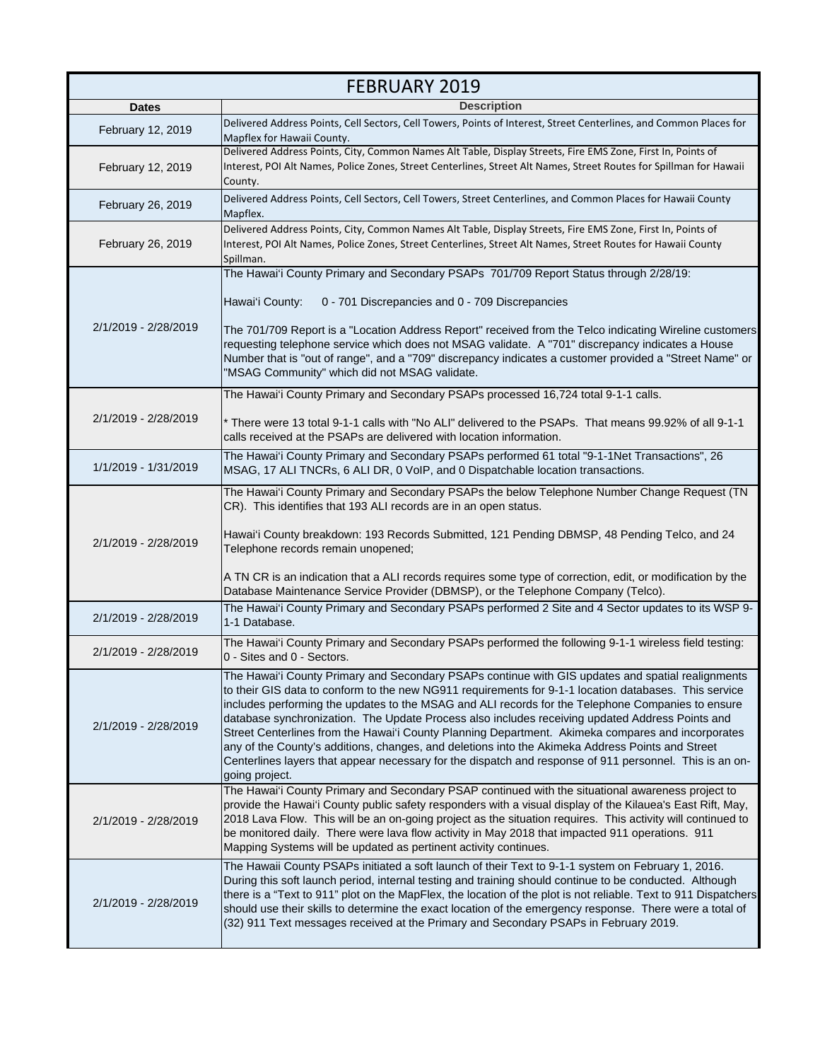| FEBRUARY 2019 | |
|---|---|
| **Dates** | **Description** |
| February 12, 2019 | Delivered Address Points, Cell Sectors, Cell Towers, Points of Interest, Street Centerlines, and Common Places for Mapflex for Hawaii County. |
| February 12, 2019 | Delivered Address Points, City, Common Names Alt Table, Display Streets, Fire EMS Zone, First In, Points of Interest, POI Alt Names, Police Zones, Street Centerlines, Street Alt Names, Street Routes for Spillman for Hawaii County. |
| February 26, 2019 | Delivered Address Points, Cell Sectors, Cell Towers, Street Centerlines, and Common Places for Hawaii County Mapflex. |
| February 26, 2019 | Delivered Address Points, City, Common Names Alt Table, Display Streets, Fire EMS Zone, First In, Points of Interest, POI Alt Names, Police Zones, Street Centerlines, Street Alt Names, Street Routes for Hawaii County Spillman. |
| 2/1/2019 - 2/28/2019 | The Hawai'i County Primary and Secondary PSAPs 701/709 Report Status through 2/28/19:<br><br>Hawai'i County: 0 - 701 Discrepancies and 0 - 709 Discrepancies<br><br>The 701/709 Report is a "Location Address Report" received from the Telco indicating Wireline customers requesting telephone service which does not MSAG validate. A "701" discrepancy indicates a House Number that is "out of range", and a "709" discrepancy indicates a customer provided a "Street Name" or "MSAG Community" which did not MSAG validate. |
| 2/1/2019 - 2/28/2019 | The Hawai'i County Primary and Secondary PSAPs processed 16,724 total 9-1-1 calls.<br><br>* There were 13 total 9-1-1 calls with "No ALI" delivered to the PSAPs. That means 99.92% of all 9-1-1 calls received at the PSAPs are delivered with location information. |
| 1/1/2019 - 1/31/2019 | The Hawai'i County Primary and Secondary PSAPs performed 61 total "9-1-1Net Transactions", 26 MSAG, 17 ALI TNCRs, 6 ALI DR, 0 VoIP, and 0 Dispatchable location transactions. |
| 2/1/2019 - 2/28/2019 | The Hawai'i County Primary and Secondary PSAPs the below Telephone Number Change Request (TN CR). This identifies that 193 ALI records are in an open status.<br><br>Hawai'i County breakdown: 193 Records Submitted, 121 Pending DBMSP, 48 Pending Telco, and 24 Telephone records remain unopened;<br><br>A TN CR is an indication that a ALI records requires some type of correction, edit, or modification by the Database Maintenance Service Provider (DBMSP), or the Telephone Company (Telco). |
| 2/1/2019 - 2/28/2019 | The Hawai'i County Primary and Secondary PSAPs performed 2 Site and 4 Sector updates to its WSP 9-1-1 Database. |
| 2/1/2019 - 2/28/2019 | The Hawai'i County Primary and Secondary PSAPs performed the following 9-1-1 wireless field testing: 0 - Sites and 0 - Sectors. |
| 2/1/2019 - 2/28/2019 | The Hawai'i County Primary and Secondary PSAPs continue with GIS updates and spatial realignments to their GIS data to conform to the new NG911 requirements for 9-1-1 location databases. This service includes performing the updates to the MSAG and ALI records for the Telephone Companies to ensure database synchronization. The Update Process also includes receiving updated Address Points and Street Centerlines from the Hawai'i County Planning Department. Akimeka compares and incorporates any of the County's additions, changes, and deletions into the Akimeka Address Points and Street Centerlines layers that appear necessary for the dispatch and response of 911 personnel. This is an on-going project. |
| 2/1/2019 - 2/28/2019 | The Hawai'i County Primary and Secondary PSAP continued with the situational awareness project to provide the Hawai'i County public safety responders with a visual display of the Kilauea's East Rift, May, 2018 Lava Flow. This will be an on-going project as the situation requires. This activity will continued to be monitored daily. There were lava flow activity in May 2018 that impacted 911 operations. 911 Mapping Systems will be updated as pertinent activity continues. |
| 2/1/2019 - 2/28/2019 | The Hawaii County PSAPs initiated a soft launch of their Text to 9-1-1 system on February 1, 2016. During this soft launch period, internal testing and training should continue to be conducted. Although there is a "Text to 911" plot on the MapFlex, the location of the plot is not reliable. Text to 911 Dispatchers should use their skills to determine the exact location of the emergency response. There were a total of (32) 911 Text messages received at the Primary and Secondary PSAPs in February 2019. |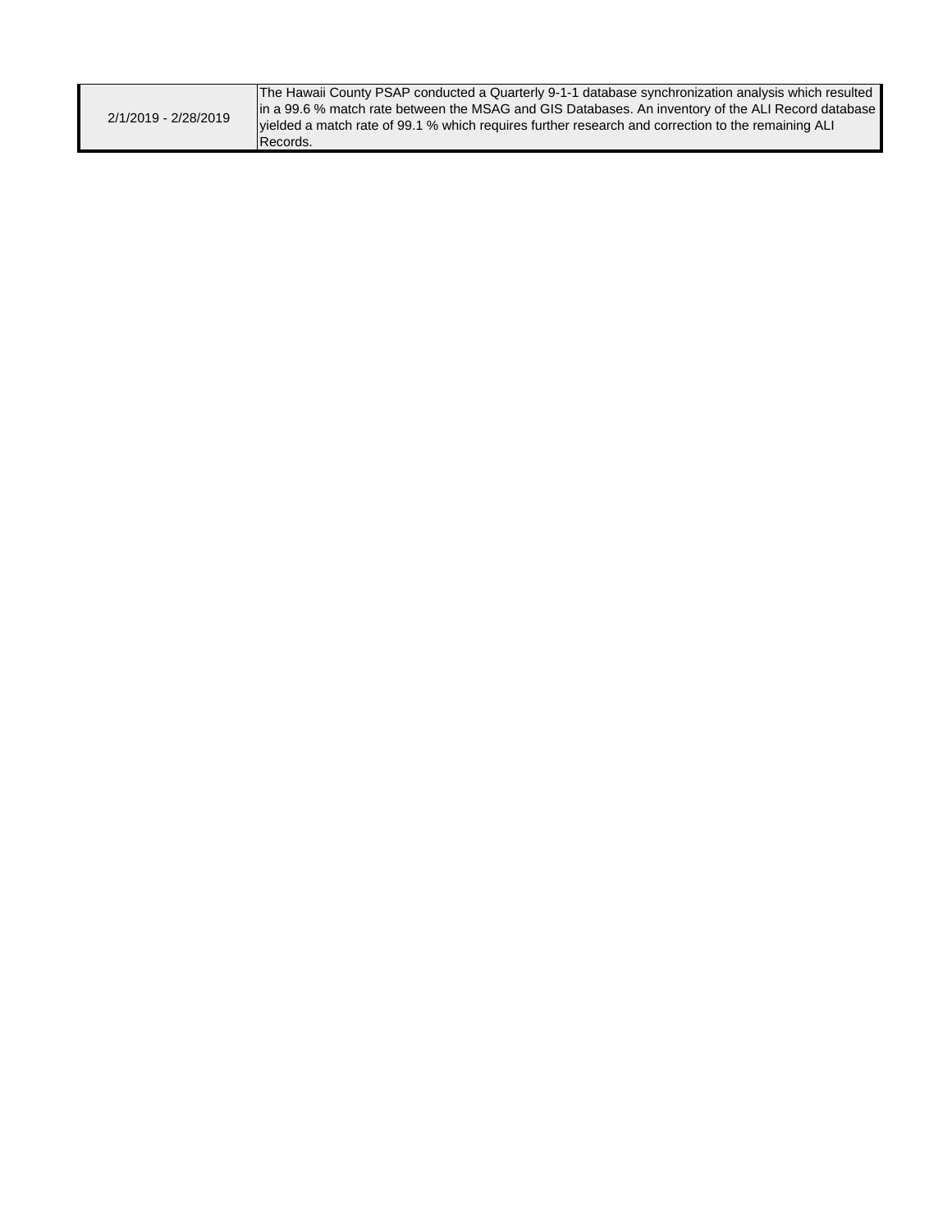| | |
|---|---|
| 2/1/2019 - 2/28/2019 | The Hawaii County PSAP conducted a Quarterly 9-1-1 database synchronization analysis which resulted in a 99.6 % match rate between the MSAG and GIS Databases. An inventory of the ALI Record database yielded a match rate of 99.1 % which requires further research and correction to the remaining ALI Records. |